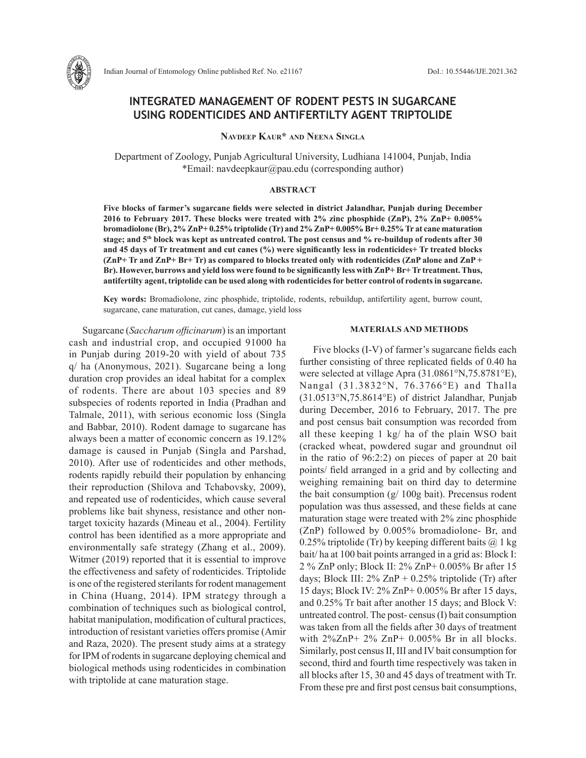# INTEGRATED MANAGEMENT OF RODENT PESTS IN SUGARCANE USING RODENTICIDES AND ANTIFERTILTY AGENT TRIPTOLIDE

**Navdeep Kaur\* and Neena Singla**

Department of Zoology, Punjab Agricultural University, Ludhiana 141004, Punjab, India
\*Email: navdeepkaur@pau.edu (corresponding author)

### ABSTRACT

**Five blocks of farmer's sugarcane fields were selected in district Jalandhar, Punjab during December 2016 to February 2017. These blocks were treated with 2% zinc phosphide (ZnP), 2% ZnP+ 0.005% bromadiolone (Br), 2% ZnP+ 0.25% triptolide (Tr) and 2% ZnP+ 0.005% Br+ 0.25% Tr at cane maturation stage; and 5th block was kept as untreated control. The post census and % re-buildup of rodents after 30 and 45 days of Tr treatment and cut canes (%) were significantly less in rodenticides+ Tr treated blocks (ZnP+ Tr and ZnP+ Br+ Tr) as compared to blocks treated only with rodenticides (ZnP alone and ZnP + Br). However, burrows and yield loss were found to be significantly less with ZnP+ Br+ Tr treatment. Thus, antifertilty agent, triptolide can be used along with rodenticides for better control of rodents in sugarcane.**

**Key words:** Bromadiolone, zinc phosphide, triptolide, rodents, rebuildup, antifertility agent, burrow count, sugarcane, cane maturation, cut canes, damage, yield loss

Sugarcane (*Saccharum officinarum*) is an important cash and industrial crop, and occupied 91000 ha in Punjab during 2019-20 with yield of about 735 q/ ha (Anonymous, 2021). Sugarcane being a long duration crop provides an ideal habitat for a complex of rodents. There are about 103 species and 89 subspecies of rodents reported in India (Pradhan and Talmale, 2011), with serious economic loss (Singla and Babbar, 2010). Rodent damage to sugarcane has always been a matter of economic concern as 19.12% damage is caused in Punjab (Singla and Parshad, 2010). After use of rodenticides and other methods, rodents rapidly rebuild their population by enhancing their reproduction (Shilova and Tchabovsky, 2009), and repeated use of rodenticides, which cause several problems like bait shyness, resistance and other non-target toxicity hazards (Mineau et al., 2004). Fertility control has been identified as a more appropriate and environmentally safe strategy (Zhang et al., 2009). Witmer (2019) reported that it is essential to improve the effectiveness and safety of rodenticides. Triptolide is one of the registered sterilants for rodent management in China (Huang, 2014). IPM strategy through a combination of techniques such as biological control, habitat manipulation, modification of cultural practices, introduction of resistant varieties offers promise (Amir and Raza, 2020). The present study aims at a strategy for IPM of rodents in sugarcane deploying chemical and biological methods using rodenticides in combination with triptolide at cane maturation stage.

### MATERIALS AND METHODS

Five blocks (I-V) of farmer's sugarcane fields each further consisting of three replicated fields of 0.40 ha were selected at village Apra (31.0861°N,75.8781°E), Nangal (31.3832°N, 76.3766°E) and Thalla (31.0513°N,75.8614°E) of district Jalandhar, Punjab during December, 2016 to February, 2017. The pre and post census bait consumption was recorded from all these keeping 1 kg/ ha of the plain WSO bait (cracked wheat, powdered sugar and groundnut oil in the ratio of 96:2:2) on pieces of paper at 20 bait points/ field arranged in a grid and by collecting and weighing remaining bait on third day to determine the bait consumption (g/ 100g bait). Precensus rodent population was thus assessed, and these fields at cane maturation stage were treated with 2% zinc phosphide (ZnP) followed by 0.005% bromadiolone- Br, and 0.25% triptolide (Tr) by keeping different baits @ 1 kg bait/ ha at 100 bait points arranged in a grid as: Block I: 2 % ZnP only; Block II: 2% ZnP+ 0.005% Br after 15 days; Block III: 2% ZnP + 0.25% triptolide (Tr) after 15 days; Block IV: 2% ZnP+ 0.005% Br after 15 days, and 0.25% Tr bait after another 15 days; and Block V: untreated control. The post- census (I) bait consumption was taken from all the fields after 30 days of treatment with 2%ZnP+ 2% ZnP+ 0.005% Br in all blocks. Similarly, post census II, III and IV bait consumption for second, third and fourth time respectively was taken in all blocks after 15, 30 and 45 days of treatment with Tr. From these pre and first post census bait consumptions,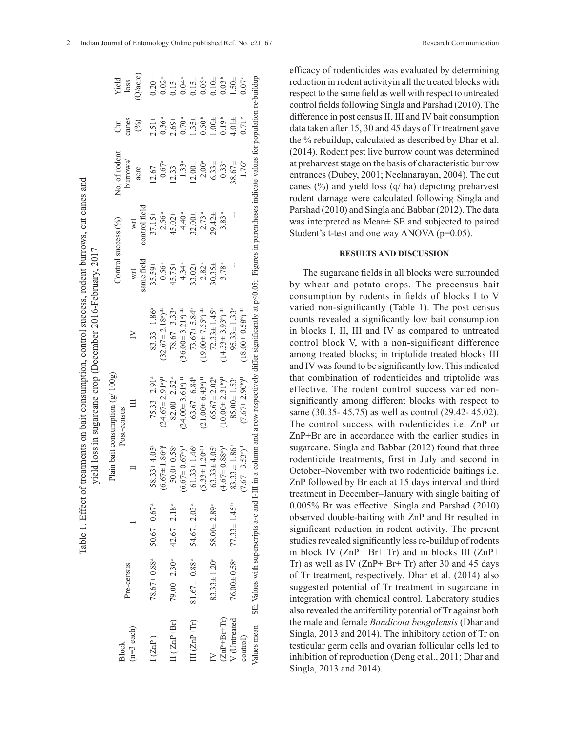Table 1. Effect of treatments on bait consumption, control success, rodent burrows, cut canes and yield loss in sugarcane crop (December 2016-February, 2017

| Block (n=3 each) | Plain bait consumption (g/ 100g) | | | | | Control success (%) | | No. of rodent burrows/ acre | Cut canes (%) | Yield loss (Q/acre) |
|---|---|---|---|---|---|---|---|---|---|---|
| | Pre-census | Post-census | | | | wrt same field | wrt control field | | | |
| | | I | II | III | IV | | | | | |
| I (ZnP) | 78.67± 0.88[a] | 50.67± 0.67[a] | 58.33± 4.05[a] (6.67± 1.86[a])[I] | 75.33± 2.91[a] (24.67± 2.91[a])[II] | 83.33± 1.86[a] (32.67± 2.18[a])[III] | 35.59± 0.56[a] | 37.15± 2.56[a] | 12.67± 0.67[a] | 2.51± 0.36[a] | 0.20± 0.02[a] |
| II ( ZnP+Br) | 79.00± 2.30[a] | 42.67± 2.18[a] | 50.0± 0.58[a] (6.67± 0.67[a])[I] | 82.00± 2.52[a] (24.00± 3.61[a])[II] | 78.67± 3.33[a] (36.00± 3.21[a])[III] | 45.75± 4.34[a] | 45.02± 4.40[a] | 12.33± 1.33[a] | 2.69± 0.70[a] | 0.15± 0.04[a] |
| III (ZnP+Tr) | 81.67± 0.88[a] | 54.67± 2.03[a] | 61.33± 1.46[a] (5.33± 1.20[a])[I] | 63.67± 6.84[b] (21.00± 6.43[a])[II] | 73.67± 5.84[b] (19.00± 7.55[b])[III] | 33.02± 2.82[a] | 32.00± 2.73[a] | 12.00± 2.00[a] | 1.35± 0.50[b] | 0.15± 0.05[a] |
| IV (ZnP+Br+Tr) | 83.33± 1.20[a] | 58.00± 2.89[a] | 63.33± 4.05[a] (4.67± 0.88[a])[I] | 65.67± 2.02[b] (10.00± 2.31[b])[II] | 72.33± 1.45[b] (14.33± 3.93[b])[III] | 30.35± 3.78[a] | 29.42± 3.83[a] | 6.33± 0.33[b] | 1.00± 0.19[b] | 0.10± 0.03[b] |
| V (Untreated control) | 76.00± 0.58[a] | 77.33± 1.45[b] | 83.33 ± 1.86[b] (7.67± 3.53[a])[I] | 85.00± 1.53[c] (7.67± 2.90[b])[II] | 95.33± 1.33[c] (18.00± 0.58[b])[III] | -- | -- | 38.67± 1.76[c] | 4.01± 0.71[c] | 1.50± 0.07[c] |

Values mean ± SE; Values with superscripts a-c and I-III in a column and a row respectively differ significantly at p≤0.05; Figures in parentheses indicate values for population re-buildup

efficacy of rodenticides was evaluated by determining reduction in rodent activityin all the treated blocks with respect to the same field as well with respect to untreated control fields following Singla and Parshad (2010). The difference in post census II, III and IV bait consumption data taken after 15, 30 and 45 days of Tr treatment gave the % rebuildup, calculated as described by Dhar et al. (2014). Rodent pest live burrow count was determined at preharvest stage on the basis of characteristic burrow entrances (Dubey, 2001; Neelanarayan, 2004). The cut canes (%) and yield loss (q/ ha) depicting preharvest rodent damage were calculated following Singla and Parshad (2010) and Singla and Babbar (2012). The data was interpreted as Mean± SE and subjected to paired Student's t-test and one way ANOVA (p=0.05).

## RESULTS AND DISCUSSION

The sugarcane fields in all blocks were surrounded by wheat and potato crops. The precensus bait consumption by rodents in fields of blocks I to V varied non-significantly (Table 1). The post census counts revealed a significantly low bait consumption in blocks I, II, III and IV as compared to untreated control block V, with a non-significant difference among treated blocks; in triptolide treated blocks III and IV was found to be significantly low. This indicated that combination of rodenticides and triptolide was effective. The rodent control success varied non-significantly among different blocks with respect to same (30.35- 45.75) as well as control (29.42- 45.02). The control success with rodenticides i.e. ZnP or ZnP+Br are in accordance with the earlier studies in sugarcane. Singla and Babbar (2012) found that three rodenticide treatments, first in July and second in October–November with two rodenticide baitings i.e. ZnP followed by Br each at 15 days interval and third treatment in December–January with single baiting of 0.005% Br was effective. Singla and Parshad (2010) observed double-baiting with ZnP and Br resulted in significant reduction in rodent activity. The present studies revealed significantly less re-buildup of rodents in block IV (ZnP+ Br+ Tr) and in blocks III (ZnP+ Tr) as well as IV (ZnP+ Br+ Tr) after 30 and 45 days of Tr treatment, respectively. Dhar et al. (2014) also suggested potential of Tr treatment in sugarcane in integration with chemical control. Laboratory studies also revealed the antifertility potential of Tr against both the male and female *Bandicota bengalensis* (Dhar and Singla, 2013 and 2014). The inhibitory action of Tr on testicular germ cells and ovarian follicular cells led to inhibition of reproduction (Deng et al., 2011; Dhar and Singla, 2013 and 2014).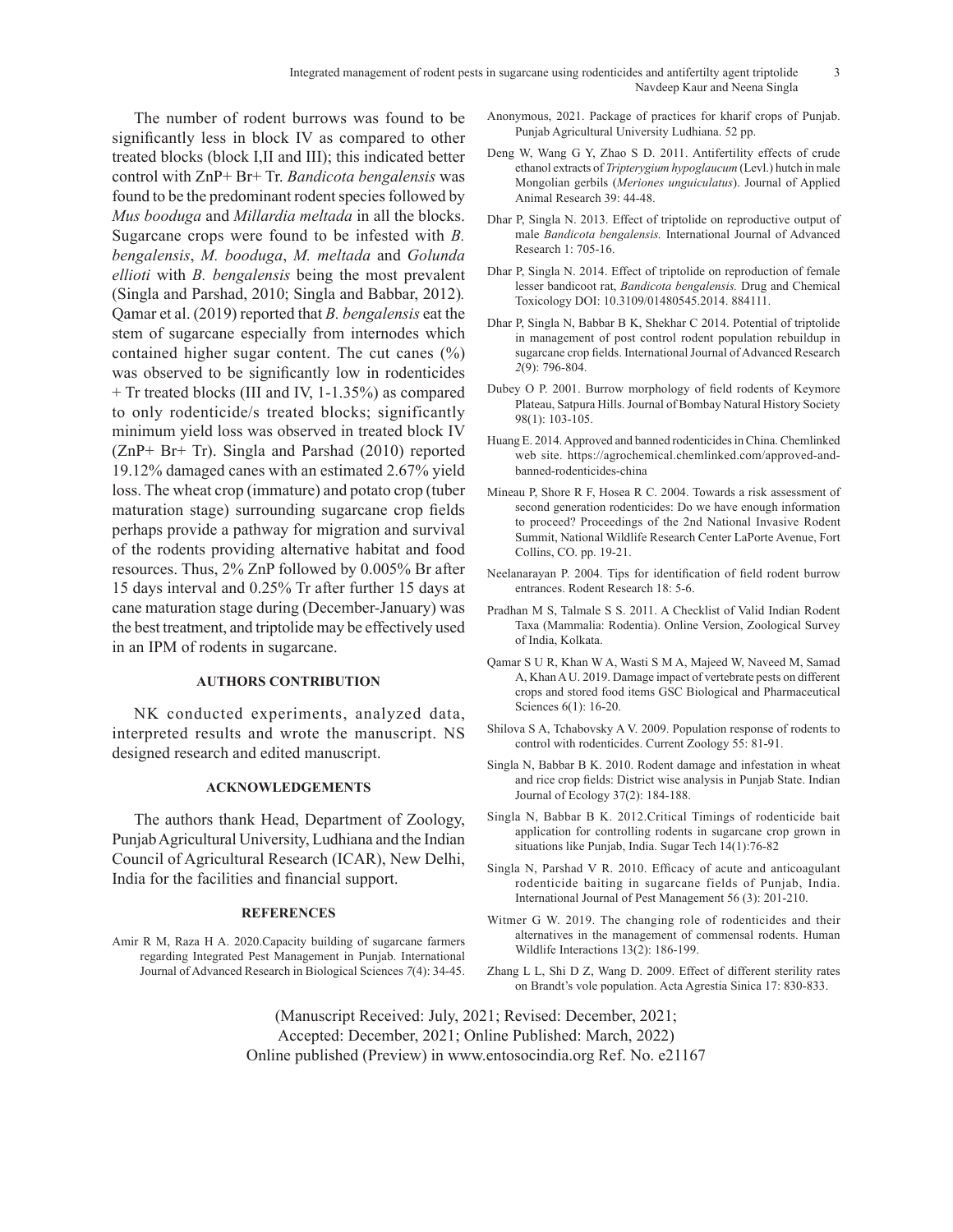The number of rodent burrows was found to be significantly less in block IV as compared to other treated blocks (block I,II and III); this indicated better control with ZnP+ Br+ Tr. *Bandicota bengalensis* was found to be the predominant rodent species followed by *Mus booduga* and *Millardia meltada* in all the blocks. Sugarcane crops were found to be infested with *B. bengalensis*, *M. booduga*, *M. meltada* and *Golunda ellioti* with *B. bengalensis* being the most prevalent (Singla and Parshad, 2010; Singla and Babbar, 2012). Qamar et al. (2019) reported that *B. bengalensis* eat the stem of sugarcane especially from internodes which contained higher sugar content. The cut canes (%) was observed to be significantly low in rodenticides + Tr treated blocks (III and IV, 1-1.35%) as compared to only rodenticide/s treated blocks; significantly minimum yield loss was observed in treated block IV (ZnP+ Br+ Tr). Singla and Parshad (2010) reported 19.12% damaged canes with an estimated 2.67% yield loss. The wheat crop (immature) and potato crop (tuber maturation stage) surrounding sugarcane crop fields perhaps provide a pathway for migration and survival of the rodents providing alternative habitat and food resources. Thus, 2% ZnP followed by 0.005% Br after 15 days interval and 0.25% Tr after further 15 days at cane maturation stage during (December-January) was the best treatment, and triptolide may be effectively used in an IPM of rodents in sugarcane.

## AUTHORS CONTRIBUTION

NK conducted experiments, analyzed data, interpreted results and wrote the manuscript. NS designed research and edited manuscript.

## ACKNOWLEDGEMENTS

The authors thank Head, Department of Zoology, Punjab Agricultural University, Ludhiana and the Indian Council of Agricultural Research (ICAR), New Delhi, India for the facilities and financial support.

## REFERENCES

Amir R M, Raza H A. 2020.Capacity building of sugarcane farmers regarding Integrated Pest Management in Punjab. International Journal of Advanced Research in Biological Sciences *7*(4): 34-45.

Anonymous, 2021. Package of practices for kharif crops of Punjab. Punjab Agricultural University Ludhiana. 52 pp.

Deng W, Wang G Y, Zhao S D. 2011. Antifertility effects of crude ethanol extracts of *Tripterygium hypoglaucum* (Levl.) hutch in male Mongolian gerbils (*Meriones unguiculatus*). Journal of Applied Animal Research 39: 44-48.

Dhar P, Singla N. 2013. Effect of triptolide on reproductive output of male *Bandicota bengalensis.* International Journal of Advanced Research 1: 705-16.

Dhar P, Singla N. 2014. Effect of triptolide on reproduction of female lesser bandicoot rat, *Bandicota bengalensis.* Drug and Chemical Toxicology DOI: 10.3109/01480545.2014. 884111.

Dhar P, Singla N, Babbar B K, Shekhar C 2014. Potential of triptolide in management of post control rodent population rebuildup in sugarcane crop fields. International Journal of Advanced Research *2*(9): 796-804.

Dubey O P. 2001. Burrow morphology of field rodents of Keymore Plateau, Satpura Hills. Journal of Bombay Natural History Society 98(1): 103-105.

Huang E. 2014. Approved and banned rodenticides in China. Chemlinked web site. https://agrochemical.chemlinked.com/approved-and-banned-rodenticides-china

Mineau P, Shore R F, Hosea R C. 2004. Towards a risk assessment of second generation rodenticides: Do we have enough information to proceed? Proceedings of the 2nd National Invasive Rodent Summit, National Wildlife Research Center LaPorte Avenue, Fort Collins, CO. pp. 19-21.

Neelanarayan P. 2004. Tips for identification of field rodent burrow entrances. Rodent Research 18: 5-6.

Pradhan M S, Talmale S S. 2011. A Checklist of Valid Indian Rodent Taxa (Mammalia: Rodentia). Online Version, Zoological Survey of India, Kolkata.

Qamar S U R, Khan W A, Wasti S M A, Majeed W, Naveed M, Samad A, Khan A U. 2019. Damage impact of vertebrate pests on different crops and stored food items GSC Biological and Pharmaceutical Sciences 6(1): 16-20.

Shilova S A, Tchabovsky A V. 2009. Population response of rodents to control with rodenticides. Current Zoology 55: 81-91.

Singla N, Babbar B K. 2010. Rodent damage and infestation in wheat and rice crop fields: District wise analysis in Punjab State. Indian Journal of Ecology 37(2): 184-188.

Singla N, Babbar B K. 2012.Critical Timings of rodenticide bait application for controlling rodents in sugarcane crop grown in situations like Punjab, India. Sugar Tech 14(1):76-82

Singla N, Parshad V R. 2010. Efficacy of acute and anticoagulant rodenticide baiting in sugarcane fields of Punjab, India. International Journal of Pest Management 56 (3): 201-210.

Witmer G W. 2019. The changing role of rodenticides and their alternatives in the management of commensal rodents. Human Wildlife Interactions 13(2): 186-199.

Zhang L L, Shi D Z, Wang D. 2009. Effect of different sterility rates on Brandt's vole population. Acta Agrestia Sinica 17: 830-833.

(Manuscript Received: July, 2021; Revised: December, 2021; Accepted: December, 2021; Online Published: March, 2022)
Online published (Preview) in www.entosocindia.org Ref. No. e21167